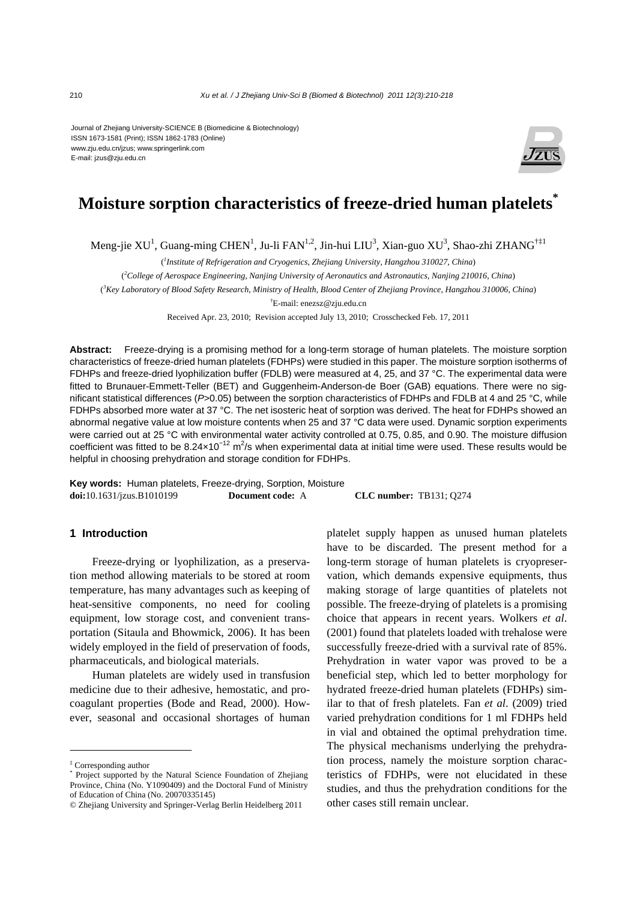Journal of Zhejiang University-SCIENCE B (Biomedicine & Biotechnology)
ISSN 1673-1581 (Print); ISSN 1862-1783 (Online)
www.zju.edu.cn/jzus; www.springerlink.com
E-mail: jzus@zju.edu.cn

# Moisture sorption characteristics of freeze-dried human platelets*

Meng-jie XU[1], Guang-ming CHEN[1], Ju-li FAN[1,2], Jin-hui LIU[3], Xian-guo XU[3], Shao-zhi ZHANG[†‡1]

([1]*Institute of Refrigeration and Cryogenics, Zhejiang University, Hangzhou 310027, China*)

([2]*College of Aerospace Engineering, Nanjing University of Aeronautics and Astronautics, Nanjing 210016, China*)

([3]*Key Laboratory of Blood Safety Research, Ministry of Health, Blood Center of Zhejiang Province, Hangzhou 310006, China*)

[†]E-mail: enezsz@zju.edu.cn

Received Apr. 23, 2010; Revision accepted July 13, 2010; Crosschecked Feb. 17, 2011

**Abstract:** Freeze-drying is a promising method for a long-term storage of human platelets. The moisture sorption characteristics of freeze-dried human platelets (FDHPs) were studied in this paper. The moisture sorption isotherms of FDHPs and freeze-dried lyophilization buffer (FDLB) were measured at 4, 25, and 37 °C. The experimental data were fitted to Brunauer-Emmett-Teller (BET) and Guggenheim-Anderson-de Boer (GAB) equations. There were no significant statistical differences ($P>0.05$) between the sorption characteristics of FDHPs and FDLB at 4 and 25 °C, while FDHPs absorbed more water at 37 °C. The net isosteric heat of sorption was derived. The heat for FDHPs showed an abnormal negative value at low moisture contents when 25 and 37 °C data were used. Dynamic sorption experiments were carried out at 25 °C with environmental water activity controlled at 0.75, 0.85, and 0.90. The moisture diffusion coefficient was fitted to be $8.24\times10^{-12}$ m$^2$/s when experimental data at initial time were used. These results would be helpful in choosing prehydration and storage condition for FDHPs.

**Key words:** Human platelets, Freeze-drying, Sorption, Moisture

**doi:**10.1631/jzus.B1010199 **Document code:** A **CLC number:** TB131; Q274

## 1 Introduction

Freeze-drying or lyophilization, as a preservation method allowing materials to be stored at room temperature, has many advantages such as keeping of heat-sensitive components, no need for cooling equipment, low storage cost, and convenient transportation (Sitaula and Bhowmick, 2006). It has been widely employed in the field of preservation of foods, pharmaceuticals, and biological materials.

Human platelets are widely used in transfusion medicine due to their adhesive, hemostatic, and procoagulant properties (Bode and Read, 2000). However, seasonal and occasional shortages of human platelet supply happen as unused human platelets have to be discarded. The present method for a long-term storage of human platelets is cryopreservation, which demands expensive equipments, thus making storage of large quantities of platelets not possible. The freeze-drying of platelets is a promising choice that appears in recent years. Wolkers *et al*. (2001) found that platelets loaded with trehalose were successfully freeze-dried with a survival rate of 85%. Prehydration in water vapor was proved to be a beneficial step, which led to better morphology for hydrated freeze-dried human platelets (FDHPs) similar to that of fresh platelets. Fan *et al*. (2009) tried varied prehydration conditions for 1 ml FDHPs held in vial and obtained the optimal prehydration time. The physical mechanisms underlying the prehydration process, namely the moisture sorption characteristics of FDHPs, were not elucidated in these studies, and thus the prehydration conditions for the other cases still remain unclear.

---

[‡] Corresponding author

[*] Project supported by the Natural Science Foundation of Zhejiang Province, China (No. Y1090409) and the Doctoral Fund of Ministry of Education of China (No. 20070335145)

© Zhejiang University and Springer-Verlag Berlin Heidelberg 2011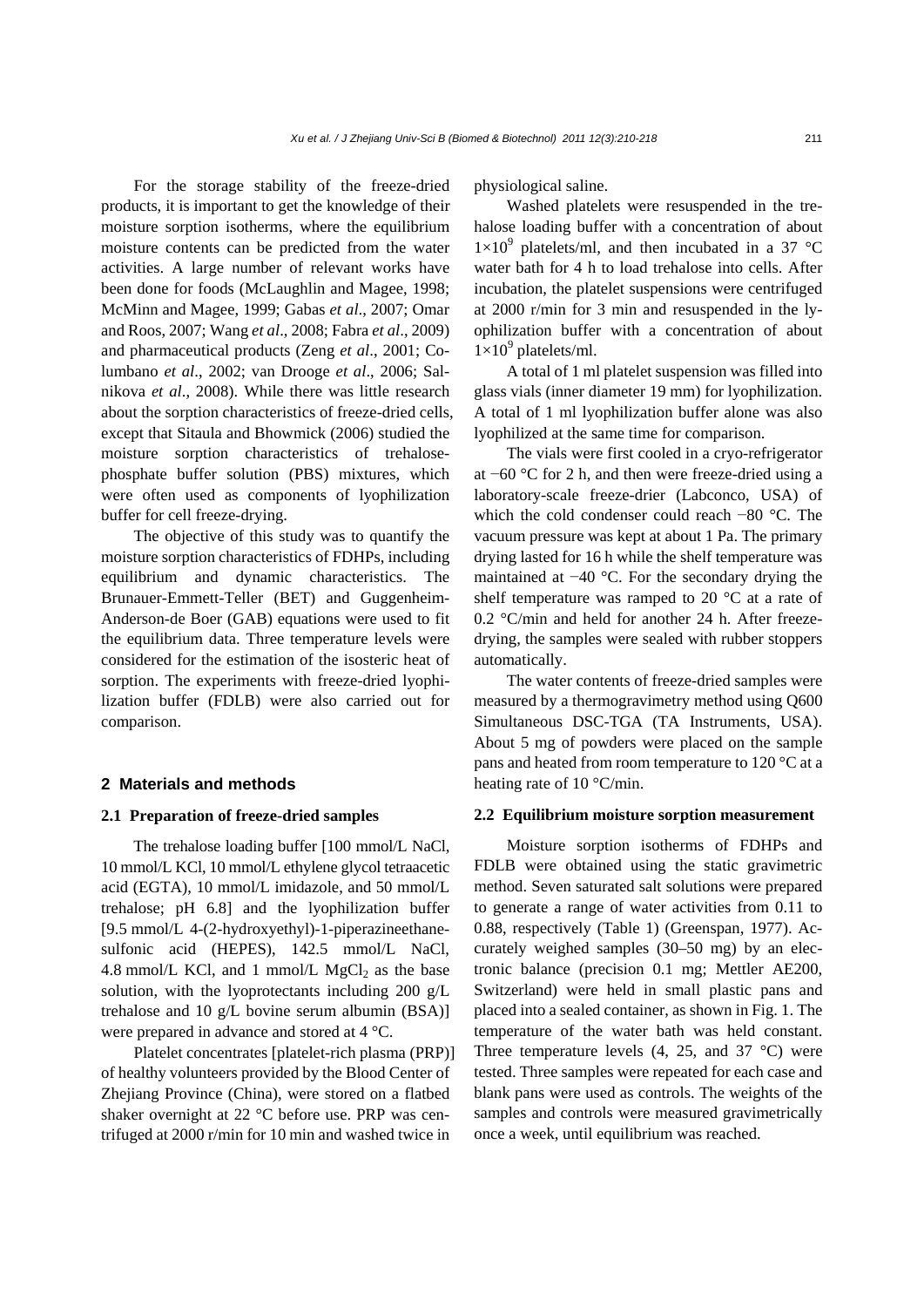For the storage stability of the freeze-dried products, it is important to get the knowledge of their moisture sorption isotherms, where the equilibrium moisture contents can be predicted from the water activities. A large number of relevant works have been done for foods (McLaughlin and Magee, 1998; McMinn and Magee, 1999; Gabas *et al*., 2007; Omar and Roos, 2007; Wang *et al*., 2008; Fabra *et al*., 2009) and pharmaceutical products (Zeng *et al*., 2001; Columbano *et al*., 2002; van Drooge *et al*., 2006; Salnikova *et al*., 2008). While there was little research about the sorption characteristics of freeze-dried cells, except that Sitaula and Bhowmick (2006) studied the moisture sorption characteristics of trehalose-phosphate buffer solution (PBS) mixtures, which were often used as components of lyophilization buffer for cell freeze-drying.

The objective of this study was to quantify the moisture sorption characteristics of FDHPs, including equilibrium and dynamic characteristics. The Brunauer-Emmett-Teller (BET) and Guggenheim-Anderson-de Boer (GAB) equations were used to fit the equilibrium data. Three temperature levels were considered for the estimation of the isosteric heat of sorption. The experiments with freeze-dried lyophilization buffer (FDLB) were also carried out for comparison.

## 2 Materials and methods

### 2.1 Preparation of freeze-dried samples

The trehalose loading buffer [100 mmol/L NaCl, 10 mmol/L KCl, 10 mmol/L ethylene glycol tetraacetic acid (EGTA), 10 mmol/L imidazole, and 50 mmol/L trehalose; pH 6.8] and the lyophilization buffer [9.5 mmol/L 4-(2-hydroxyethyl)-1-piperazineethanesulfonic acid (HEPES), 142.5 mmol/L NaCl, 4.8 mmol/L KCl, and 1 mmol/L $MgCl_2$ as the base solution, with the lyoprotectants including 200 g/L trehalose and 10 g/L bovine serum albumin (BSA)] were prepared in advance and stored at 4 °C.

Platelet concentrates [platelet-rich plasma (PRP)] of healthy volunteers provided by the Blood Center of Zhejiang Province (China), were stored on a flatbed shaker overnight at 22 °C before use. PRP was centrifuged at 2000 r/min for 10 min and washed twice in physiological saline.

Washed platelets were resuspended in the trehalose loading buffer with a concentration of about $1\times10^9$ platelets/ml, and then incubated in a 37 °C water bath for 4 h to load trehalose into cells. After incubation, the platelet suspensions were centrifuged at 2000 r/min for 3 min and resuspended in the lyophilization buffer with a concentration of about $1\times10^9$ platelets/ml.

A total of 1 ml platelet suspension was filled into glass vials (inner diameter 19 mm) for lyophilization. A total of 1 ml lyophilization buffer alone was also lyophilized at the same time for comparison.

The vials were first cooled in a cryo-refrigerator at −60 °C for 2 h, and then were freeze-dried using a laboratory-scale freeze-drier (Labconco, USA) of which the cold condenser could reach −80 °C. The vacuum pressure was kept at about 1 Pa. The primary drying lasted for 16 h while the shelf temperature was maintained at −40 °C. For the secondary drying the shelf temperature was ramped to 20 °C at a rate of 0.2 °C/min and held for another 24 h. After freeze-drying, the samples were sealed with rubber stoppers automatically.

The water contents of freeze-dried samples were measured by a thermogravimetry method using Q600 Simultaneous DSC-TGA (TA Instruments, USA). About 5 mg of powders were placed on the sample pans and heated from room temperature to 120 °C at a heating rate of 10 °C/min.

### 2.2 Equilibrium moisture sorption measurement

Moisture sorption isotherms of FDHPs and FDLB were obtained using the static gravimetric method. Seven saturated salt solutions were prepared to generate a range of water activities from 0.11 to 0.88, respectively (Table 1) (Greenspan, 1977). Accurately weighed samples (30–50 mg) by an electronic balance (precision 0.1 mg; Mettler AE200, Switzerland) were held in small plastic pans and placed into a sealed container, as shown in Fig. 1. The temperature of the water bath was held constant. Three temperature levels (4, 25, and 37 °C) were tested. Three samples were repeated for each case and blank pans were used as controls. The weights of the samples and controls were measured gravimetrically once a week, until equilibrium was reached.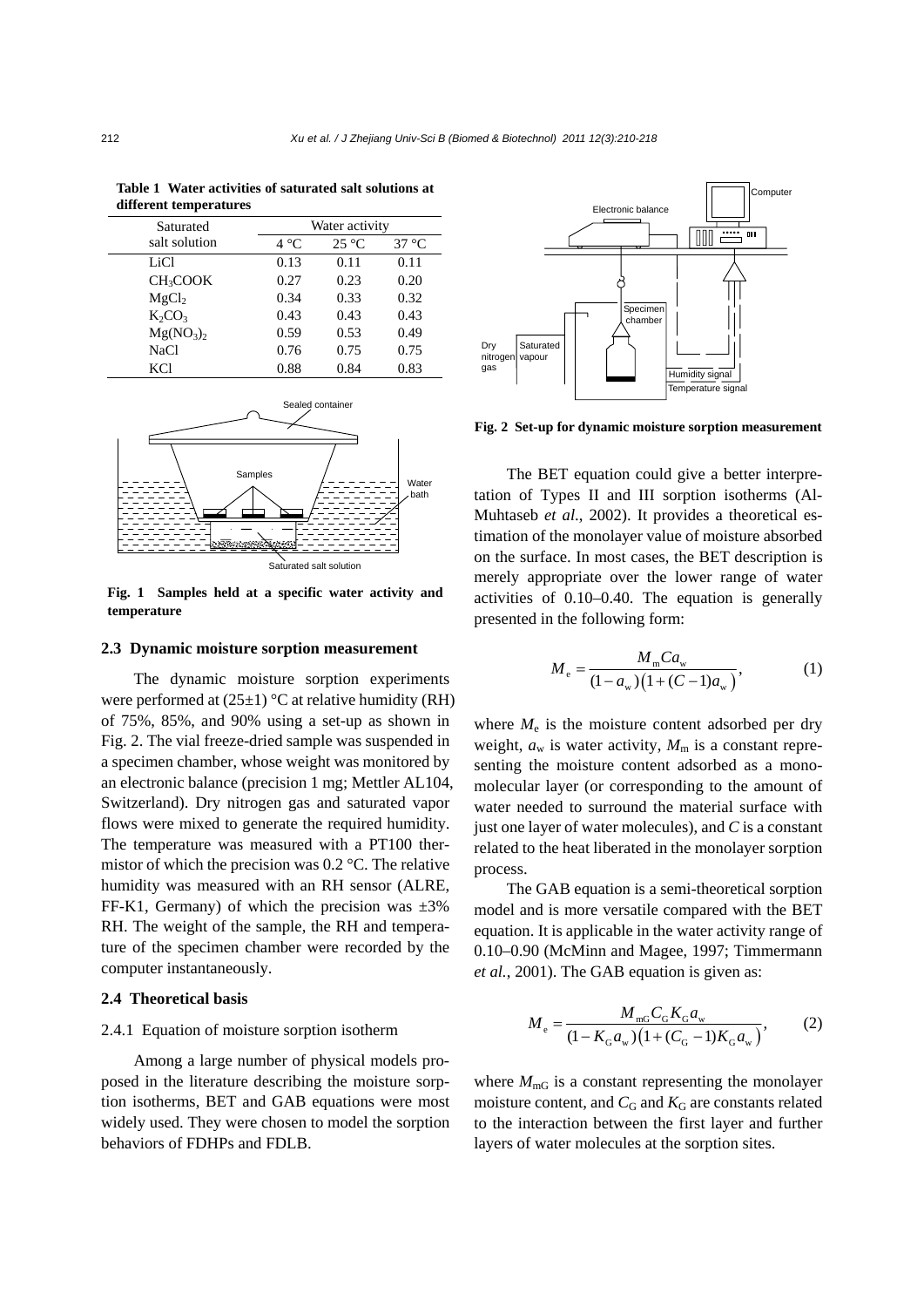**Table 1 Water activities of saturated salt solutions at different temperatures**

| Saturated salt solution | Water activity | | |
|---|---|---|---|
| | 4 °C | 25 °C | 37 °C |
| LiCl | 0.13 | 0.11 | 0.11 |
| $CH_3COOK$ | 0.27 | 0.23 | 0.20 |
| $MgCl_2$ | 0.34 | 0.33 | 0.32 |
| $K_2CO_3$ | 0.43 | 0.43 | 0.43 |
| $Mg(NO_3)_2$ | 0.59 | 0.53 | 0.49 |
| NaCl | 0.76 | 0.75 | 0.75 |
| KCl | 0.88 | 0.84 | 0.83 |

**Fig. 1 Samples held at a specific water activity and temperature**

### 2.3 Dynamic moisture sorption measurement

The dynamic moisture sorption experiments were performed at (25±1) °C at relative humidity (RH) of 75%, 85%, and 90% using a set-up as shown in Fig. 2. The vial freeze-dried sample was suspended in a specimen chamber, whose weight was monitored by an electronic balance (precision 1 mg; Mettler AL104, Switzerland). Dry nitrogen gas and saturated vapor flows were mixed to generate the required humidity. The temperature was measured with a PT100 thermistor of which the precision was 0.2 °C. The relative humidity was measured with an RH sensor (ALRE, FF-K1, Germany) of which the precision was ±3% RH. The weight of the sample, the RH and temperature of the specimen chamber were recorded by the computer instantaneously.

### 2.4 Theoretical basis

#### 2.4.1 Equation of moisture sorption isotherm

Among a large number of physical models proposed in the literature describing the moisture sorption isotherms, BET and GAB equations were most widely used. They were chosen to model the sorption behaviors of FDHPs and FDLB.

**Fig. 2 Set-up for dynamic moisture sorption measurement**

The BET equation could give a better interpretation of Types II and III sorption isotherms (Al-Muhtaseb *et al*., 2002). It provides a theoretical estimation of the monolayer value of moisture absorbed on the surface. In most cases, the BET description is merely appropriate over the lower range of water activities of 0.10–0.40. The equation is generally presented in the following form:

$$M_e = \frac{M_m C a_w}{(1-a_w)\left(1+(C-1)a_w\right)}, \tag{1}$$

where $M_e$ is the moisture content adsorbed per dry weight, $a_w$ is water activity, $M_m$ is a constant representing the moisture content adsorbed as a monomolecular layer (or corresponding to the amount of water needed to surround the material surface with just one layer of water molecules), and $C$ is a constant related to the heat liberated in the monolayer sorption process.

The GAB equation is a semi-theoretical sorption model and is more versatile compared with the BET equation. It is applicable in the water activity range of 0.10–0.90 (McMinn and Magee, 1997; Timmermann *et al.*, 2001). The GAB equation is given as:

$$M_e = \frac{M_{mG} C_G K_G a_w}{(1-K_G a_w)\left(1+(C_G-1)K_G a_w\right)}, \tag{2}$$

where $M_{mG}$ is a constant representing the monolayer moisture content, and $C_G$ and $K_G$ are constants related to the interaction between the first layer and further layers of water molecules at the sorption sites.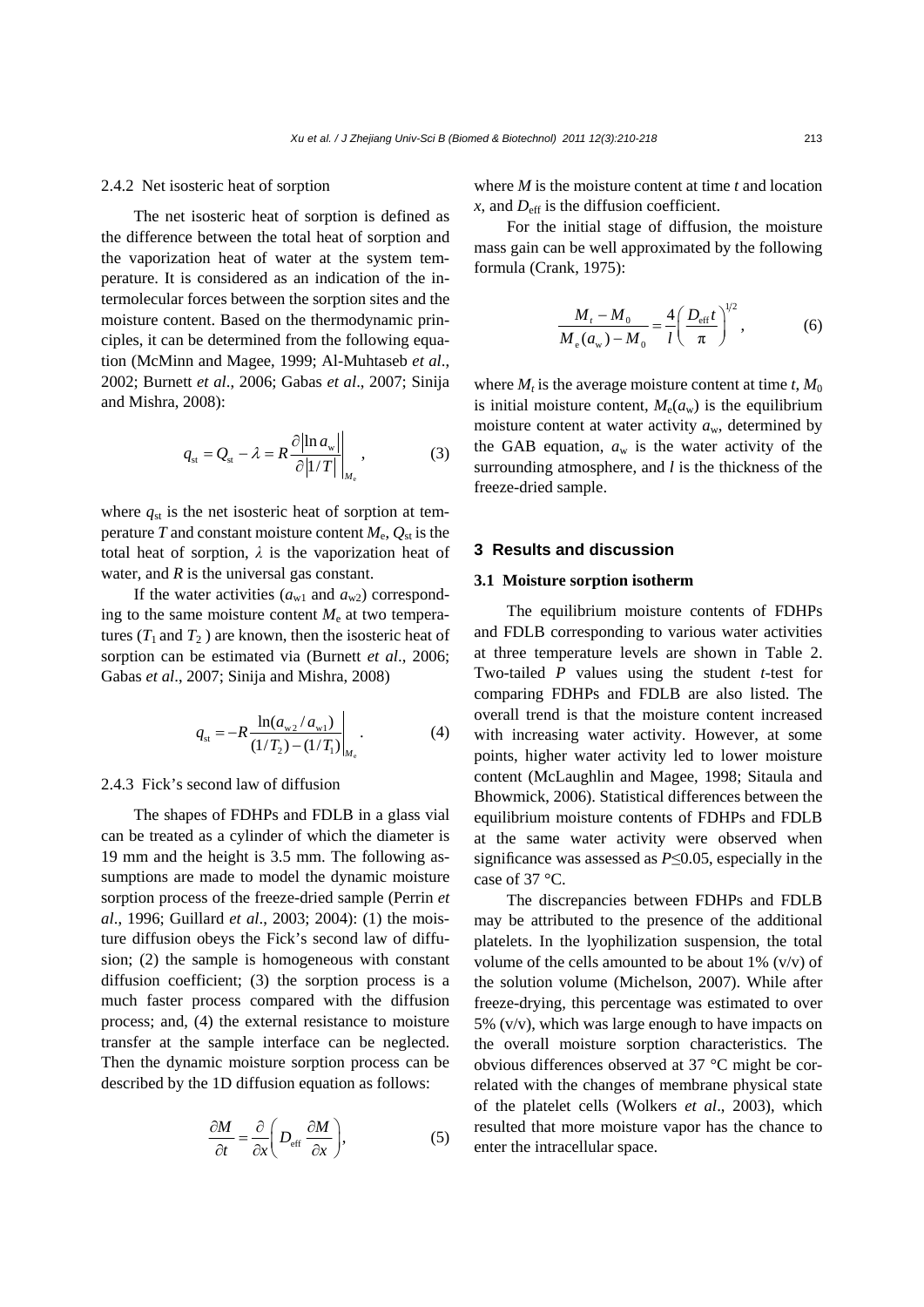#### 2.4.2 Net isosteric heat of sorption

The net isosteric heat of sorption is defined as the difference between the total heat of sorption and the vaporization heat of water at the system temperature. It is considered as an indication of the intermolecular forces between the sorption sites and the moisture content. Based on the thermodynamic principles, it can be determined from the following equation (McMinn and Magee, 1999; Al-Muhtaseb *et al*., 2002; Burnett *et al*., 2006; Gabas *et al*., 2007; Sinija and Mishra, 2008):

$$q_{\mathrm{st}} = Q_{\mathrm{st}} - \lambda = R \left. \frac{\partial \left| \ln a_{\mathrm{w}} \right|}{\partial \left| 1/T \right|} \right|_{M_{\mathrm{e}}}, \tag{3}$$

where $q_{st}$ is the net isosteric heat of sorption at temperature $T$ and constant moisture content $M_e$, $Q_{st}$ is the total heat of sorption, $\lambda$ is the vaporization heat of water, and $R$ is the universal gas constant.

If the water activities ($a_{w1}$ and $a_{w2}$) corresponding to the same moisture content $M_e$ at two temperatures ($T_1$ and $T_2$) are known, then the isosteric heat of sorption can be estimated via (Burnett *et al*., 2006; Gabas *et al*., 2007; Sinija and Mishra, 2008)

$$q_{\mathrm{st}} = -R \left. \frac{\ln(a_{\mathrm{w}2}/a_{\mathrm{w}1})}{(1/T_2) - (1/T_1)} \right|_{M_{\mathrm{e}}}. \tag{4}$$

#### 2.4.3 Fick's second law of diffusion

The shapes of FDHPs and FDLB in a glass vial can be treated as a cylinder of which the diameter is 19 mm and the height is 3.5 mm. The following assumptions are made to model the dynamic moisture sorption process of the freeze-dried sample (Perrin *et al*., 1996; Guillard *et al*., 2003; 2004): (1) the moisture diffusion obeys the Fick's second law of diffusion; (2) the sample is homogeneous with constant diffusion coefficient; (3) the sorption process is a much faster process compared with the diffusion process; and, (4) the external resistance to moisture transfer at the sample interface can be neglected. Then the dynamic moisture sorption process can be described by the 1D diffusion equation as follows:

$$\frac{\partial M}{\partial t} = \frac{\partial}{\partial x}\left( D_{\mathrm{eff}} \frac{\partial M}{\partial x} \right), \tag{5}$$

where $M$ is the moisture content at time $t$ and location $x$, and $D_{\mathrm{eff}}$ is the diffusion coefficient.

For the initial stage of diffusion, the moisture mass gain can be well approximated by the following formula (Crank, 1975):

$$\frac{M_t - M_0}{M_{\mathrm{e}}(a_{\mathrm{w}}) - M_0} = \frac{4}{l}\left( \frac{D_{\mathrm{eff}} t}{\pi} \right)^{1/2}, \tag{6}$$

where $M_t$ is the average moisture content at time $t$, $M_0$ is initial moisture content, $M_e(a_w)$ is the equilibrium moisture content at water activity $a_w$, determined by the GAB equation, $a_w$ is the water activity of the surrounding atmosphere, and $l$ is the thickness of the freeze-dried sample.

## 3 Results and discussion

### 3.1 Moisture sorption isotherm

The equilibrium moisture contents of FDHPs and FDLB corresponding to various water activities at three temperature levels are shown in Table 2. Two-tailed $P$ values using the student $t$-test for comparing FDHPs and FDLB are also listed. The overall trend is that the moisture content increased with increasing water activity. However, at some points, higher water activity led to lower moisture content (McLaughlin and Magee, 1998; Sitaula and Bhowmick, 2006). Statistical differences between the equilibrium moisture contents of FDHPs and FDLB at the same water activity were observed when significance was assessed as $P \leq 0.05$, especially in the case of 37 °C.

The discrepancies between FDHPs and FDLB may be attributed to the presence of the additional platelets. In the lyophilization suspension, the total volume of the cells amounted to be about 1% (v/v) of the solution volume (Michelson, 2007). While after freeze-drying, this percentage was estimated to over 5% (v/v), which was large enough to have impacts on the overall moisture sorption characteristics. The obvious differences observed at 37 °C might be correlated with the changes of membrane physical state of the platelet cells (Wolkers *et al*., 2003), which resulted that more moisture vapor has the chance to enter the intracellular space.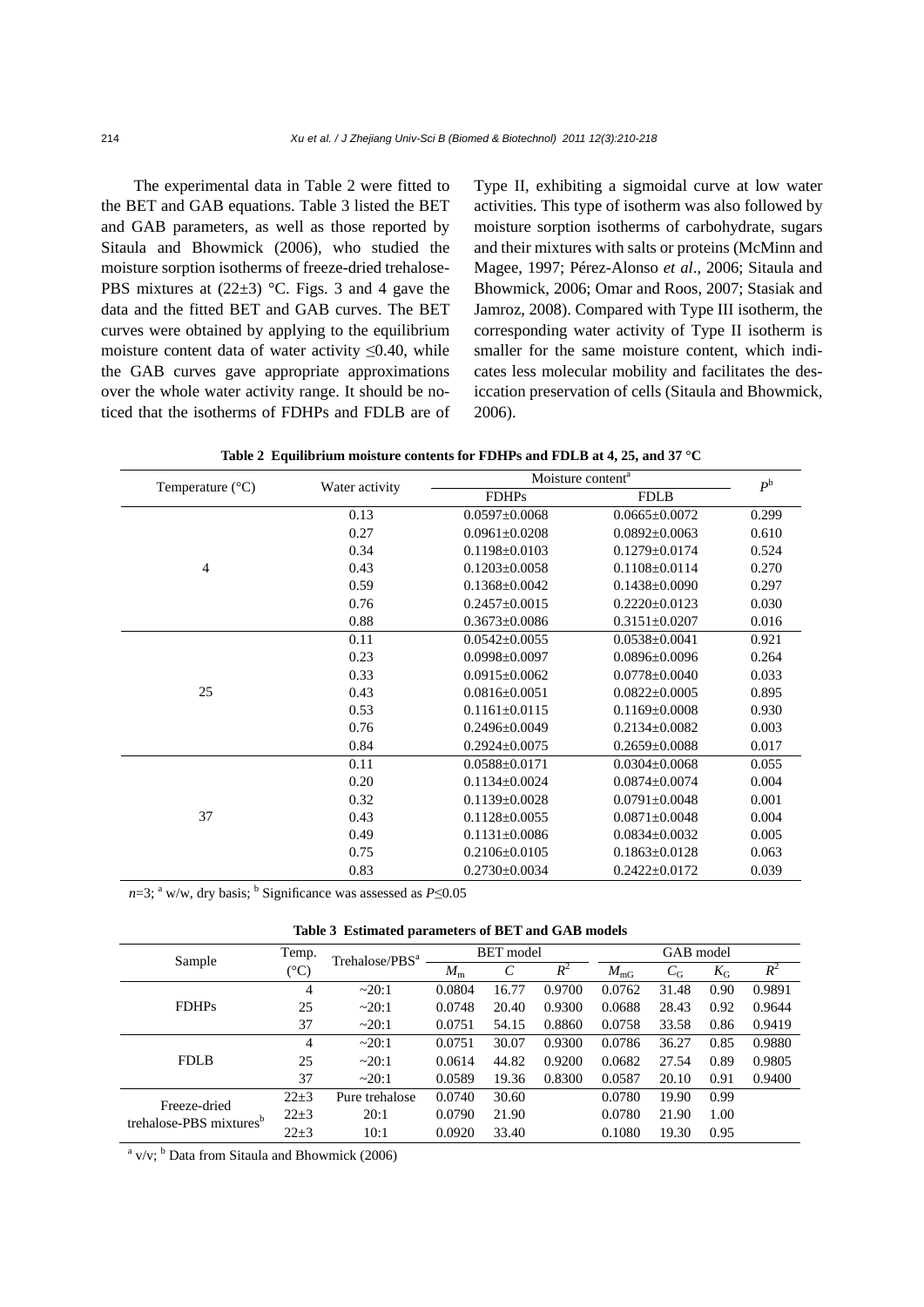The experimental data in Table 2 were fitted to the BET and GAB equations. Table 3 listed the BET and GAB parameters, as well as those reported by Sitaula and Bhowmick (2006), who studied the moisture sorption isotherms of freeze-dried trehalose-PBS mixtures at (22±3) °C. Figs. 3 and 4 gave the data and the fitted BET and GAB curves. The BET curves were obtained by applying to the equilibrium moisture content data of water activity ≤0.40, while the GAB curves gave appropriate approximations over the whole water activity range. It should be noticed that the isotherms of FDHPs and FDLB are of Type II, exhibiting a sigmoidal curve at low water activities. This type of isotherm was also followed by moisture sorption isotherms of carbohydrate, sugars and their mixtures with salts or proteins (McMinn and Magee, 1997; Pérez-Alonso *et al*., 2006; Sitaula and Bhowmick, 2006; Omar and Roos, 2007; Stasiak and Jamroz, 2008). Compared with Type III isotherm, the corresponding water activity of Type II isotherm is smaller for the same moisture content, which indicates less molecular mobility and facilitates the desiccation preservation of cells (Sitaula and Bhowmick, 2006).

**Table 2 Equilibrium moisture contents for FDHPs and FDLB at 4, 25, and 37 °C**

| Temperature (°C) | Water activity | Moisture content[a] | | $P^b$ |
|---|---|---|---|---|
| | | FDHPs | FDLB | |
| 4 | 0.13 | 0.0597±0.0068 | 0.0665±0.0072 | 0.299 |
| | 0.27 | 0.0961±0.0208 | 0.0892±0.0063 | 0.610 |
| | 0.34 | 0.1198±0.0103 | 0.1279±0.0174 | 0.524 |
| | 0.43 | 0.1203±0.0058 | 0.1108±0.0114 | 0.270 |
| | 0.59 | 0.1368±0.0042 | 0.1438±0.0090 | 0.297 |
| | 0.76 | 0.2457±0.0015 | 0.2220±0.0123 | 0.030 |
| | 0.88 | 0.3673±0.0086 | 0.3151±0.0207 | 0.016 |
| 25 | 0.11 | 0.0542±0.0055 | 0.0538±0.0041 | 0.921 |
| | 0.23 | 0.0998±0.0097 | 0.0896±0.0096 | 0.264 |
| | 0.33 | 0.0915±0.0062 | 0.0778±0.0040 | 0.033 |
| | 0.43 | 0.0816±0.0051 | 0.0822±0.0005 | 0.895 |
| | 0.53 | 0.1161±0.0115 | 0.1169±0.0008 | 0.930 |
| | 0.76 | 0.2496±0.0049 | 0.2134±0.0082 | 0.003 |
| | 0.84 | 0.2924±0.0075 | 0.2659±0.0088 | 0.017 |
| 37 | 0.11 | 0.0588±0.0171 | 0.0304±0.0068 | 0.055 |
| | 0.20 | 0.1134±0.0024 | 0.0874±0.0074 | 0.004 |
| | 0.32 | 0.1139±0.0028 | 0.0791±0.0048 | 0.001 |
| | 0.43 | 0.1128±0.0055 | 0.0871±0.0048 | 0.004 |
| | 0.49 | 0.1131±0.0086 | 0.0834±0.0032 | 0.005 |
| | 0.75 | 0.2106±0.0105 | 0.1863±0.0128 | 0.063 |
| | 0.83 | 0.2730±0.0034 | 0.2422±0.0172 | 0.039 |

$n$=3; [a] w/w, dry basis; [b] Significance was assessed as $P≤0.05$

**Table 3 Estimated parameters of BET and GAB models**

| Sample | Temp. (°C) | Trehalose/PBS[a] | BET model | | | GAB model | | | |
|---|---|---|---|---|---|---|---|---|---|
| | | | $M_m$ | $C$ | $R^2$ | $M_{mG}$ | $C_G$ | $K_G$ | $R^2$ |
| FDHPs | 4 | ~20:1 | 0.0804 | 16.77 | 0.9700 | 0.0762 | 31.48 | 0.90 | 0.9891 |
| | 25 | ~20:1 | 0.0748 | 20.40 | 0.9300 | 0.0688 | 28.43 | 0.92 | 0.9644 |
| | 37 | ~20:1 | 0.0751 | 54.15 | 0.8860 | 0.0758 | 33.58 | 0.86 | 0.9419 |
| FDLB | 4 | ~20:1 | 0.0751 | 30.07 | 0.9300 | 0.0786 | 36.27 | 0.85 | 0.9880 |
| | 25 | ~20:1 | 0.0614 | 44.82 | 0.9200 | 0.0682 | 27.54 | 0.89 | 0.9805 |
| | 37 | ~20:1 | 0.0589 | 19.36 | 0.8300 | 0.0587 | 20.10 | 0.91 | 0.9400 |
| Freeze-dried trehalose-PBS mixtures[b] | 22±3 | Pure trehalose | 0.0740 | 30.60 | | 0.0780 | 19.90 | 0.99 | |
| | 22±3 | 20:1 | 0.0790 | 21.90 | | 0.0780 | 21.90 | 1.00 | |
| | 22±3 | 10:1 | 0.0920 | 33.40 | | 0.1080 | 19.30 | 0.95 | |

[a] v/v; [b] Data from Sitaula and Bhowmick (2006)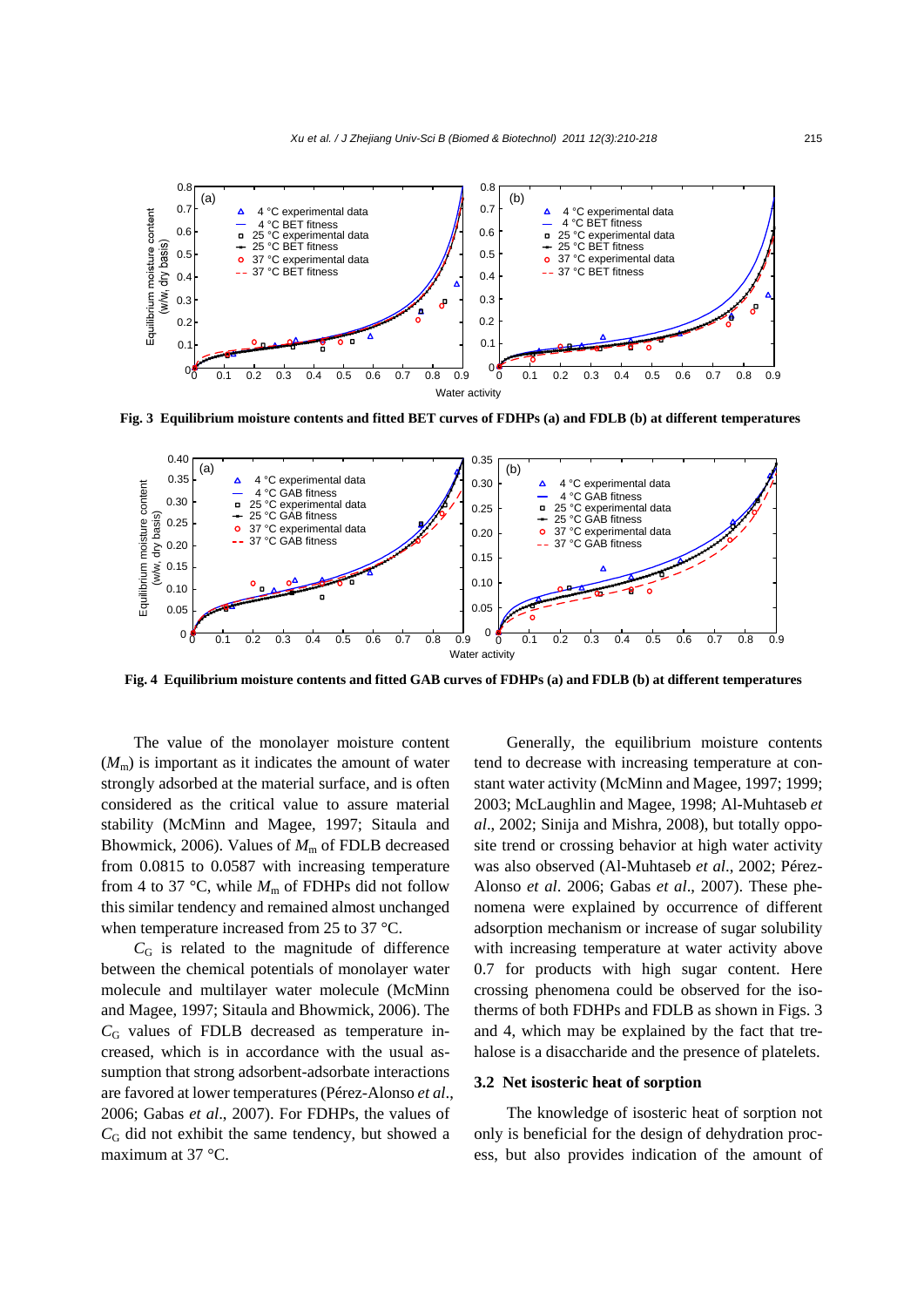Fig. 3 **Equilibrium moisture contents and fitted BET curves of FDHPs (a) and FDLB (b) at different temperatures**

Fig. 4 **Equilibrium moisture contents and fitted GAB curves of FDHPs (a) and FDLB (b) at different temperatures**

The value of the monolayer moisture content ($M_m$) is important as it indicates the amount of water strongly adsorbed at the material surface, and is often considered as the critical value to assure material stability (McMinn and Magee, 1997; Sitaula and Bhowmick, 2006). Values of $M_m$ of FDLB decreased from 0.0815 to 0.0587 with increasing temperature from 4 to 37 °C, while $M_m$ of FDHPs did not follow this similar tendency and remained almost unchanged when temperature increased from 25 to 37 °C.

$C_G$ is related to the magnitude of difference between the chemical potentials of monolayer water molecule and multilayer water molecule (McMinn and Magee, 1997; Sitaula and Bhowmick, 2006). The $C_G$ values of FDLB decreased as temperature increased, which is in accordance with the usual assumption that strong adsorbent-adsorbate interactions are favored at lower temperatures (Pérez-Alonso *et al*., 2006; Gabas *et al*., 2007). For FDHPs, the values of $C_G$ did not exhibit the same tendency, but showed a maximum at 37 °C.

Generally, the equilibrium moisture contents tend to decrease with increasing temperature at constant water activity (McMinn and Magee, 1997; 1999; 2003; McLaughlin and Magee, 1998; Al-Muhtaseb *et al*., 2002; Sinija and Mishra, 2008), but totally opposite trend or crossing behavior at high water activity was also observed (Al-Muhtaseb *et al*., 2002; Pérez-Alonso *et al*. 2006; Gabas *et al*., 2007). These phenomena were explained by occurrence of different adsorption mechanism or increase of sugar solubility with increasing temperature at water activity above 0.7 for products with high sugar content. Here crossing phenomena could be observed for the isotherms of both FDHPs and FDLB as shown in Figs. 3 and 4, which may be explained by the fact that trehalose is a disaccharide and the presence of platelets.

### 3.2 Net isosteric heat of sorption

The knowledge of isosteric heat of sorption not only is beneficial for the design of dehydration process, but also provides indication of the amount of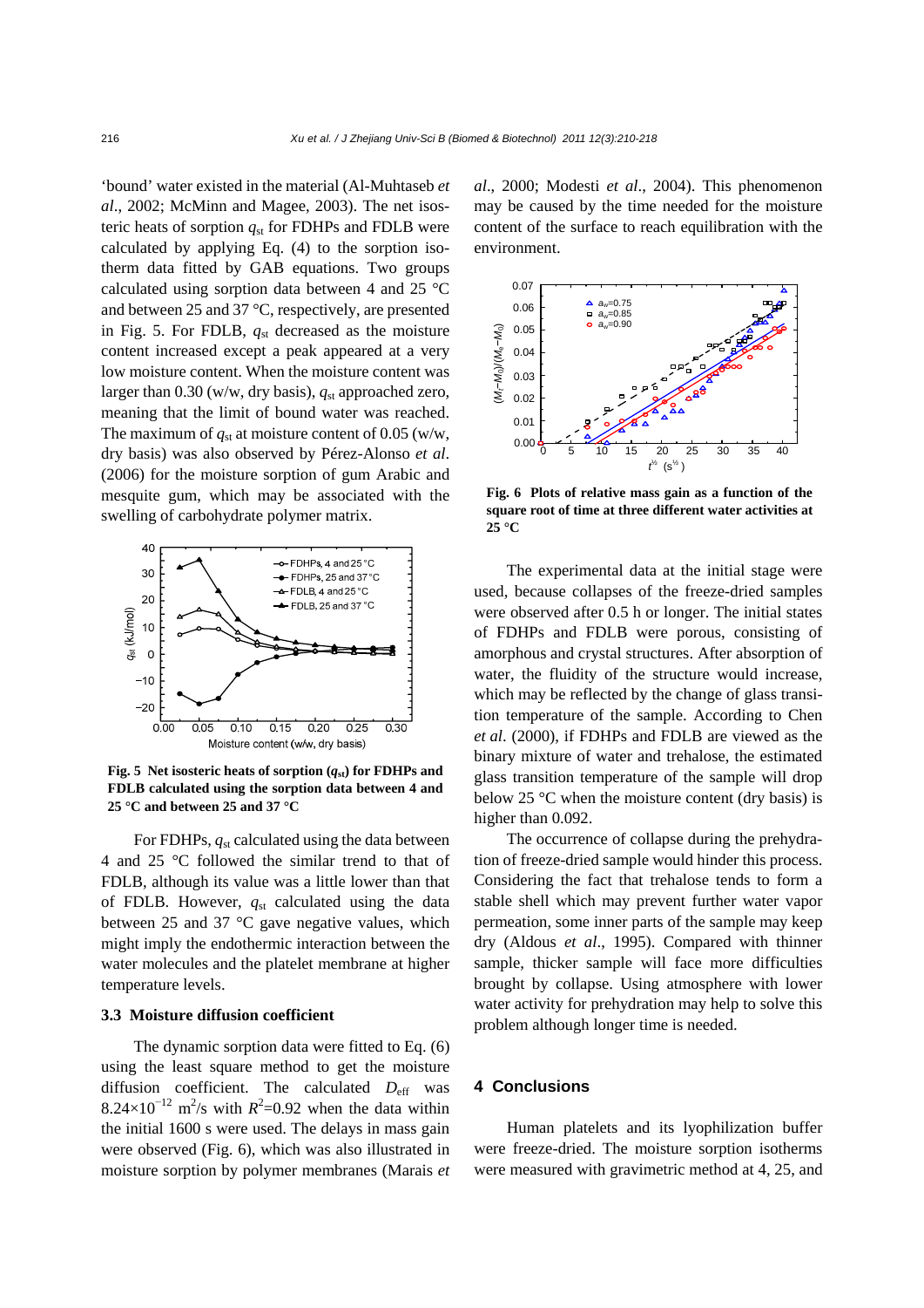'bound' water existed in the material (Al-Muhtaseb *et al*., 2002; McMinn and Magee, 2003). The net isosteric heats of sorption $q_{st}$ for FDHPs and FDLB were calculated by applying Eq. (4) to the sorption isotherm data fitted by GAB equations. Two groups calculated using sorption data between 4 and 25 °C and between 25 and 37 °C, respectively, are presented in Fig. 5. For FDLB, $q_{st}$ decreased as the moisture content increased except a peak appeared at a very low moisture content. When the moisture content was larger than 0.30 (w/w, dry basis), $q_{st}$ approached zero, meaning that the limit of bound water was reached. The maximum of $q_{st}$ at moisture content of 0.05 (w/w, dry basis) was also observed by Pérez-Alonso *et al*. (2006) for the moisture sorption of gum Arabic and mesquite gum, which may be associated with the swelling of carbohydrate polymer matrix.

**Fig. 5 Net isosteric heats of sorption ($q_{st}$) for FDHPs and FDLB calculated using the sorption data between 4 and 25 °C and between 25 and 37 °C**

For FDHPs, $q_{st}$ calculated using the data between 4 and 25 °C followed the similar trend to that of FDLB, although its value was a little lower than that of FDLB. However, $q_{st}$ calculated using the data between 25 and 37 °C gave negative values, which might imply the endothermic interaction between the water molecules and the platelet membrane at higher temperature levels.

### 3.3 Moisture diffusion coefficient

The dynamic sorption data were fitted to Eq. (6) using the least square method to get the moisture diffusion coefficient. The calculated $D_{eff}$ was $8.24\times10^{-12}$ $m^2/s$ with $R^2$=0.92 when the data within the initial 1600 s were used. The delays in mass gain were observed (Fig. 6), which was also illustrated in moisture sorption by polymer membranes (Marais *et al*., 2000; Modesti *et al*., 2004). This phenomenon may be caused by the time needed for the moisture content of the surface to reach equilibration with the environment.

**Fig. 6 Plots of relative mass gain as a function of the square root of time at three different water activities at 25 °C**

The experimental data at the initial stage were used, because collapses of the freeze-dried samples were observed after 0.5 h or longer. The initial states of FDHPs and FDLB were porous, consisting of amorphous and crystal structures. After absorption of water, the fluidity of the structure would increase, which may be reflected by the change of glass transition temperature of the sample. According to Chen *et al*. (2000), if FDHPs and FDLB are viewed as the binary mixture of water and trehalose, the estimated glass transition temperature of the sample will drop below 25 °C when the moisture content (dry basis) is higher than 0.092.

The occurrence of collapse during the prehydration of freeze-dried sample would hinder this process. Considering the fact that trehalose tends to form a stable shell which may prevent further water vapor permeation, some inner parts of the sample may keep dry (Aldous *et al*., 1995). Compared with thinner sample, thicker sample will face more difficulties brought by collapse. Using atmosphere with lower water activity for prehydration may help to solve this problem although longer time is needed.

## 4 Conclusions

Human platelets and its lyophilization buffer were freeze-dried. The moisture sorption isotherms were measured with gravimetric method at 4, 25, and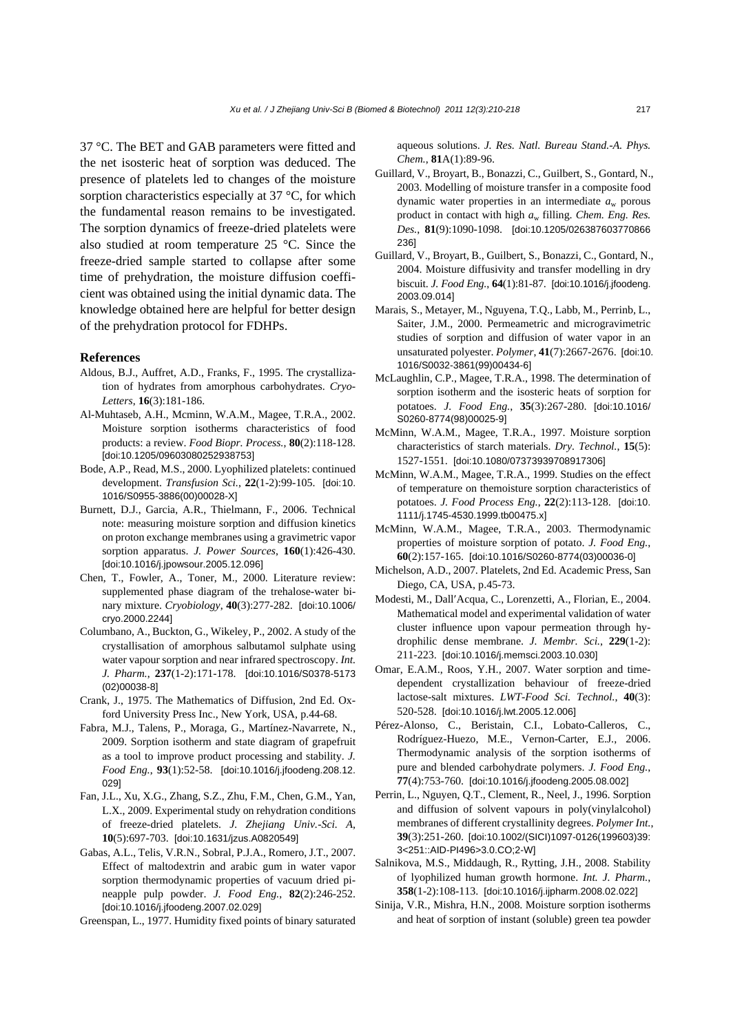37 °C. The BET and GAB parameters were fitted and the net isosteric heat of sorption was deduced. The presence of platelets led to changes of the moisture sorption characteristics especially at 37 °C, for which the fundamental reason remains to be investigated. The sorption dynamics of freeze-dried platelets were also studied at room temperature 25 °C. Since the freeze-dried sample started to collapse after some time of prehydration, the moisture diffusion coefficient was obtained using the initial dynamic data. The knowledge obtained here are helpful for better design of the prehydration protocol for FDHPs.

## References

Aldous, B.J., Auffret, A.D., Franks, F., 1995. The crystallization of hydrates from amorphous carbohydrates. *Cryo-Letters*, **16**(3):181-186.

Al-Muhtaseb, A.H., Mcminn, W.A.M., Magee, T.R.A., 2002. Moisture sorption isotherms characteristics of food products: a review. *Food Biopr. Process.*, **80**(2):118-128. [doi:10.1205/09603080252938753]

Bode, A.P., Read, M.S., 2000. Lyophilized platelets: continued development. *Transfusion Sci.*, **22**(1-2):99-105. [doi:10.1016/S0955-3886(00)00028-X]

Burnett, D.J., Garcia, A.R., Thielmann, F., 2006. Technical note: measuring moisture sorption and diffusion kinetics on proton exchange membranes using a gravimetric vapor sorption apparatus. *J. Power Sources*, **160**(1):426-430. [doi:10.1016/j.jpowsour.2005.12.096]

Chen, T., Fowler, A., Toner, M., 2000. Literature review: supplemented phase diagram of the trehalose-water binary mixture. *Cryobiology*, **40**(3):277-282. [doi:10.1006/cryo.2000.2244]

Columbano, A., Buckton, G., Wikeley, P., 2002. A study of the crystallisation of amorphous salbutamol sulphate using water vapour sorption and near infrared spectroscopy. *Int. J. Pharm.*, **237**(1-2):171-178. [doi:10.1016/S0378-5173(02)00038-8]

Crank, J., 1975. The Mathematics of Diffusion, 2nd Ed. Oxford University Press Inc., New York, USA, p.44-68.

Fabra, M.J., Talens, P., Moraga, G., Martínez-Navarrete, N., 2009. Sorption isotherm and state diagram of grapefruit as a tool to improve product processing and stability. *J. Food Eng.*, **93**(1):52-58. [doi:10.1016/j.jfoodeng.208.12.029]

Fan, J.L., Xu, X.G., Zhang, S.Z., Zhu, F.M., Chen, G.M., Yan, L.X., 2009. Experimental study on rehydration conditions of freeze-dried platelets. *J. Zhejiang Univ.-Sci. A*, **10**(5):697-703. [doi:10.1631/jzus.A0820549]

Gabas, A.L., Telis, V.R.N., Sobral, P.J.A., Romero, J.T., 2007. Effect of maltodextrin and arabic gum in water vapor sorption thermodynamic properties of vacuum dried pineapple pulp powder. *J. Food Eng.*, **82**(2):246-252. [doi:10.1016/j.jfoodeng.2007.02.029]

Greenspan, L., 1977. Humidity fixed points of binary saturated aqueous solutions. *J. Res. Natl. Bureau Stand.-A. Phys. Chem.*, **81**A(1):89-96.

Guillard, V., Broyart, B., Bonazzi, C., Guilbert, S., Gontard, N., 2003. Modelling of moisture transfer in a composite food dynamic water properties in an intermediate $a_w$ porous product in contact with high $a_w$ filling. *Chem. Eng. Res. Des.*, **81**(9):1090-1098. [doi:10.1205/026387603770866236]

Guillard, V., Broyart, B., Guilbert, S., Bonazzi, C., Gontard, N., 2004. Moisture diffusivity and transfer modelling in dry biscuit. *J. Food Eng.*, **64**(1):81-87. [doi:10.1016/j.jfoodeng.2003.09.014]

Marais, S., Metayer, M., Nguyena, T.Q., Labb, M., Perrinb, L., Saiter, J.M., 2000. Permeametric and microgravimetric studies of sorption and diffusion of water vapor in an unsaturated polyester. *Polymer*, **41**(7):2667-2676. [doi:10.1016/S0032-3861(99)00434-6]

McLaughlin, C.P., Magee, T.R.A., 1998. The determination of sorption isotherm and the isosteric heats of sorption for potatoes. *J. Food Eng.*, **35**(3):267-280. [doi:10.1016/S0260-8774(98)00025-9]

McMinn, W.A.M., Magee, T.R.A., 1997. Moisture sorption characteristics of starch materials. *Dry. Technol.*, **15**(5):1527-1551. [doi:10.1080/07373939708917306]

McMinn, W.A.M., Magee, T.R.A., 1999. Studies on the effect of temperature on themoisture sorption characteristics of potatoes. *J. Food Process Eng.*, **22**(2):113-128. [doi:10.1111/j.1745-4530.1999.tb00475.x]

McMinn, W.A.M., Magee, T.R.A., 2003. Thermodynamic properties of moisture sorption of potato. *J. Food Eng.*, **60**(2):157-165. [doi:10.1016/S0260-8774(03)00036-0]

Michelson, A.D., 2007. Platelets, 2nd Ed. Academic Press, San Diego, CA, USA, p.45-73.

Modesti, M., Dall′Acqua, C., Lorenzetti, A., Florian, E., 2004. Mathematical model and experimental validation of water cluster influence upon vapour permeation through hydrophilic dense membrane. *J. Membr. Sci.*, **229**(1-2):211-223. [doi:10.1016/j.memsci.2003.10.030]

Omar, E.A.M., Roos, Y.H., 2007. Water sorption and time-dependent crystallization behaviour of freeze-dried lactose-salt mixtures. *LWT-Food Sci. Technol.*, **40**(3):520-528. [doi:10.1016/j.lwt.2005.12.006]

Pérez-Alonso, C., Beristain, C.I., Lobato-Calleros, C., Rodríguez-Huezo, M.E., Vernon-Carter, E.J., 2006. Thermodynamic analysis of the sorption isotherms of pure and blended carbohydrate polymers. *J. Food Eng.*, **77**(4):753-760. [doi:10.1016/j.jfoodeng.2005.08.002]

Perrin, L., Nguyen, Q.T., Clement, R., Neel, J., 1996. Sorption and diffusion of solvent vapours in poly(vinylalcohol) membranes of different crystallinity degrees. *Polymer Int.*, **39**(3):251-260. [doi:10.1002/(SICI)1097-0126(199603)39:3<251::AID-PI496>3.0.CO;2-W]

Salnikova, M.S., Middaugh, R., Rytting, J.H., 2008. Stability of lyophilized human growth hormone. *Int. J. Pharm.*, **358**(1-2):108-113. [doi:10.1016/j.ijpharm.2008.02.022]

Sinija, V.R., Mishra, H.N., 2008. Moisture sorption isotherms and heat of sorption of instant (soluble) green tea powder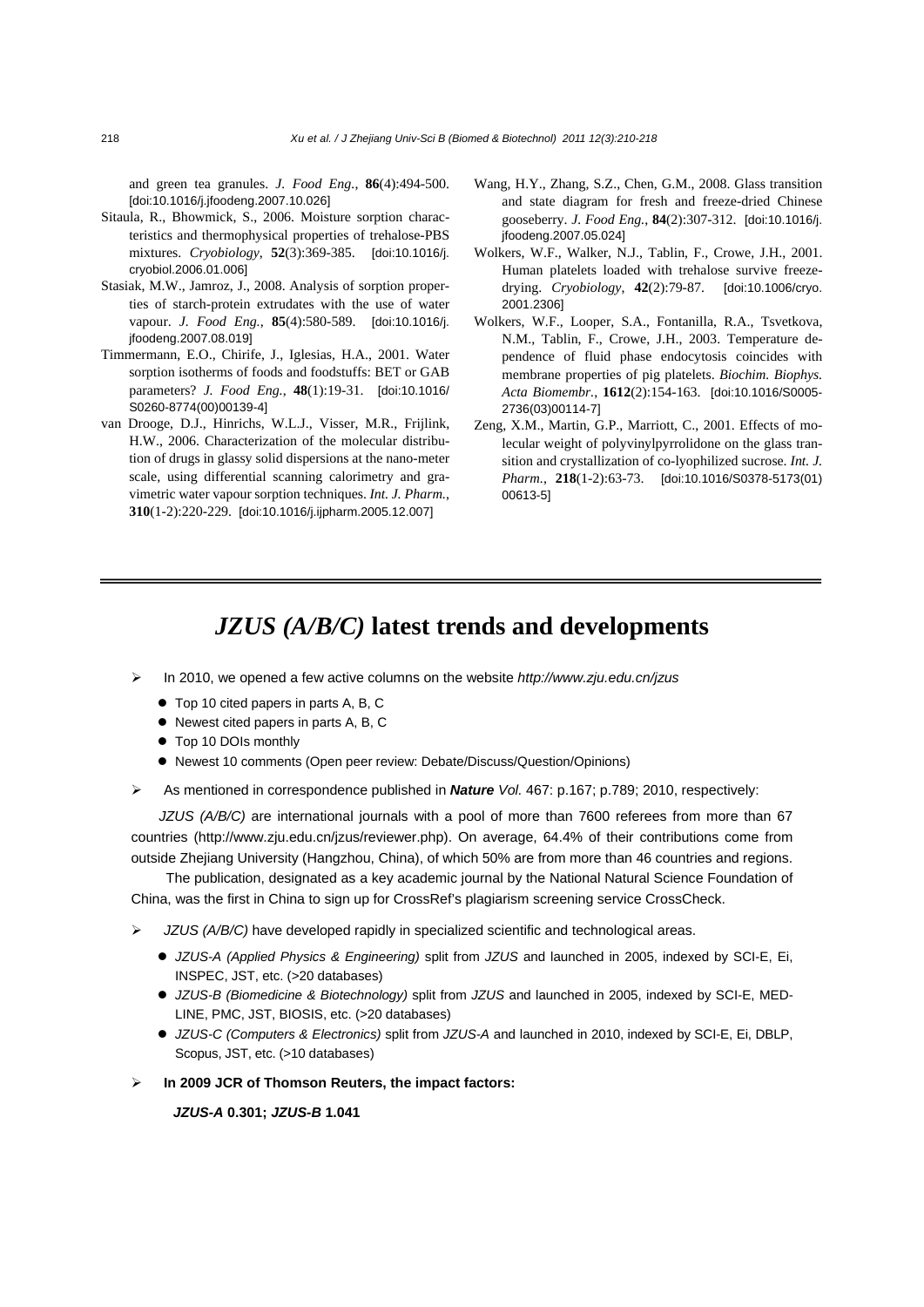and green tea granules. *J. Food Eng.*, **86**(4):494-500. [doi:10.1016/j.jfoodeng.2007.10.026]

Sitaula, R., Bhowmick, S., 2006. Moisture sorption characteristics and thermophysical properties of trehalose-PBS mixtures. *Cryobiology*, **52**(3):369-385. [doi:10.1016/j.cryobiol.2006.01.006]

Stasiak, M.W., Jamroz, J., 2008. Analysis of sorption properties of starch-protein extrudates with the use of water vapour. *J. Food Eng.*, **85**(4):580-589. [doi:10.1016/j.jfoodeng.2007.08.019]

Timmermann, E.O., Chirife, J., Iglesias, H.A., 2001. Water sorption isotherms of foods and foodstuffs: BET or GAB parameters? *J. Food Eng.*, **48**(1):19-31. [doi:10.1016/S0260-8774(00)00139-4]

van Drooge, D.J., Hinrichs, W.L.J., Visser, M.R., Frijlink, H.W., 2006. Characterization of the molecular distribution of drugs in glassy solid dispersions at the nano-meter scale, using differential scanning calorimetry and gravimetric water vapour sorption techniques. *Int. J. Pharm.*, **310**(1-2):220-229. [doi:10.1016/j.ijpharm.2005.12.007]

Wang, H.Y., Zhang, S.Z., Chen, G.M., 2008. Glass transition and state diagram for fresh and freeze-dried Chinese gooseberry. *J. Food Eng.*, **84**(2):307-312. [doi:10.1016/j.jfoodeng.2007.05.024]

Wolkers, W.F., Walker, N.J., Tablin, F., Crowe, J.H., 2001. Human platelets loaded with trehalose survive freeze-drying. *Cryobiology*, **42**(2):79-87. [doi:10.1006/cryo.2001.2306]

Wolkers, W.F., Looper, S.A., Fontanilla, R.A., Tsvetkova, N.M., Tablin, F., Crowe, J.H., 2003. Temperature dependence of fluid phase endocytosis coincides with membrane properties of pig platelets. *Biochim. Biophys. Acta Biomembr.*, **1612**(2):154-163. [doi:10.1016/S0005-2736(03)00114-7]

Zeng, X.M., Martin, G.P., Marriott, C., 2001. Effects of molecular weight of polyvinylpyrrolidone on the glass transition and crystallization of co-lyophilized sucrose. *Int. J. Pharm.*, **218**(1-2):63-73. [doi:10.1016/S0378-5173(01)00613-5]

# *JZUS (A/B/C)* latest trends and developments

- In 2010, we opened a few active columns on the website *http://www.zju.edu.cn/jzus*
  - Top 10 cited papers in parts A, B, C
  - Newest cited papers in parts A, B, C
  - Top 10 DOIs monthly
  - Newest 10 comments (Open peer review: Debate/Discuss/Question/Opinions)
- As mentioned in correspondence published in ***Nature*** *Vol.* 467: p.167; p.789; 2010, respectively:

*JZUS (A/B/C)* are international journals with a pool of more than 7600 referees from more than 67 countries (http://www.zju.edu.cn/jzus/reviewer.php). On average, 64.4% of their contributions come from outside Zhejiang University (Hangzhou, China), of which 50% are from more than 46 countries and regions.

The publication, designated as a key academic journal by the National Natural Science Foundation of China, was the first in China to sign up for CrossRef's plagiarism screening service CrossCheck.

- *JZUS (A/B/C)* have developed rapidly in specialized scientific and technological areas.
  - *JZUS-A (Applied Physics & Engineering)* split from *JZUS* and launched in 2005, indexed by SCI-E, Ei, INSPEC, JST, etc. (>20 databases)
  - *JZUS-B (Biomedicine & Biotechnology)* split from *JZUS* and launched in 2005, indexed by SCI-E, MEDLINE, PMC, JST, BIOSIS, etc. (>20 databases)
  - *JZUS-C (Computers & Electronics)* split from *JZUS-A* and launched in 2010, indexed by SCI-E, Ei, DBLP, Scopus, JST, etc. (>10 databases)
- **In 2009 JCR of Thomson Reuters, the impact factors:**

***JZUS-A*** **0.301;** ***JZUS-B*** **1.041**